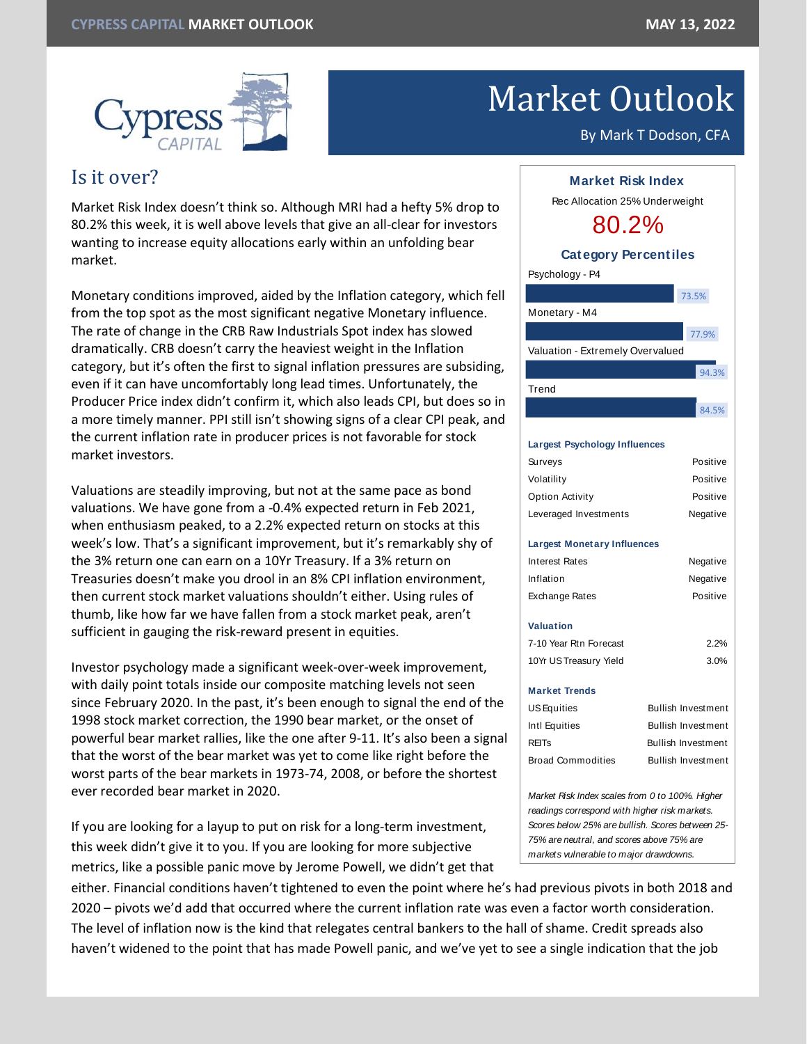# Market Outlook

By Mark T Dodson, CFA

## Is it over?

Market Risk Index doesn't think so. Although MRI had a hefty 5% drop to 80.2% this week, it is well above levels that give an all-clear for investors wanting to increase equity allocations early within an unfolding bear market.

Monetary conditions improved, aided by the Inflation category, which fell from the top spot as the most significant negative Monetary influence. The rate of change in the CRB Raw Industrials Spot index has slowed dramatically. CRB doesn't carry the heaviest weight in the Inflation category, but it's often the first to signal inflation pressures are subsiding, even if it can have uncomfortably long lead times. Unfortunately, the Producer Price index didn't confirm it, which also leads CPI, but does so in a more timely manner. PPI still isn't showing signs of a clear CPI peak, and the current inflation rate in producer prices is not favorable for stock market investors.

Valuations are steadily improving, but not at the same pace as bond valuations. We have gone from a -0.4% expected return in Feb 2021, when enthusiasm peaked, to a 2.2% expected return on stocks at this week's low. That's a significant improvement, but it's remarkably shy of the 3% return one can earn on a 10Yr Treasury. If a 3% return on Treasuries doesn't make you drool in an 8% CPI inflation environment, then current stock market valuations shouldn't either. Using rules of thumb, like how far we have fallen from a stock market peak, aren't sufficient in gauging the risk-reward present in equities.

Investor psychology made a significant week-over-week improvement, with daily point totals inside our composite matching levels not seen since February 2020. In the past, it's been enough to signal the end of the 1998 stock market correction, the 1990 bear market, or the onset of powerful bear market rallies, like the one after 9-11. It's also been a signal that the worst of the bear market was yet to come like right before the worst parts of the bear markets in 1973-74, 2008, or before the shortest ever recorded bear market in 2020.

If you are looking for a layup to put on risk for a long-term investment, this week didn't give it to you. If you are looking for more subjective metrics, like a possible panic move by Jerome Powell, we didn't get that either. Financial conditions haven't tightened to even the point where he's had previous pivots in both 2018 and 2020 – pivots we'd add that occurred where the current inflation rate was even a factor worth consideration. The level of inflation now is the kind that relegates central bankers to the hall of shame. Credit spreads also haven't widened to the point that has made Powell panic, and we've yet to see a single indication that the job

---

### Market Risk Index

Rec Allocation 25% Underweight

**80.2%**

#### Category Percentiles

| Category | Percentile |
|---|---|
| Psychology - P4 | 73.5% |
| Monetary - M4 | 77.9% |
| Valuation - Extremely Overvalued | 94.3% |
| Trend | 84.5% |

| Largest Psychology Influences | |
|---|---|
| Surveys | Positive |
| Volatility | Positive |
| Option Activity | Positive |
| Leveraged Investments | Negative |

| Largest Monetary Influences | |
|---|---|
| Interest Rates | Negative |
| Inflation | Negative |
| Exchange Rates | Positive |

| Valuation | |
|---|---|
| 7-10 Year Rtn Forecast | 2.2% |
| 10Yr US Treasury Yield | 3.0% |

| Market Trends | |
|---|---|
| US Equities | Bullish Investment |
| Intl Equities | Bullish Investment |
| REITs | Bullish Investment |
| Broad Commodities | Bullish Investment |

*Market Risk Index scales from 0 to 100%. Higher readings correspond with higher risk markets. Scores below 25% are bullish. Scores between 25-75% are neutral, and scores above 75% are markets vulnerable to major drawdowns.*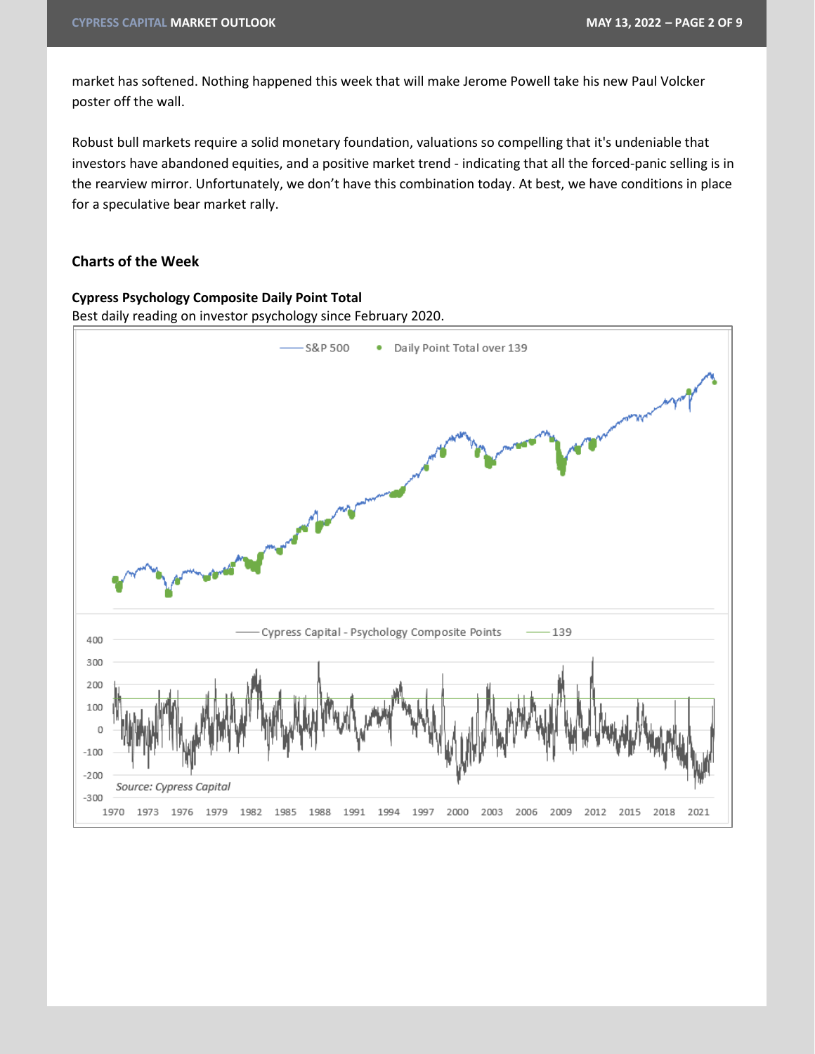market has softened. Nothing happened this week that will make Jerome Powell take his new Paul Volcker poster off the wall.

Robust bull markets require a solid monetary foundation, valuations so compelling that it's undeniable that investors have abandoned equities, and a positive market trend - indicating that all the forced-panic selling is in the rearview mirror. Unfortunately, we don't have this combination today. At best, we have conditions in place for a speculative bear market rally.

## Charts of the Week

**Cypress Psychology Composite Daily Point Total**

Best daily reading on investor psychology since February 2020.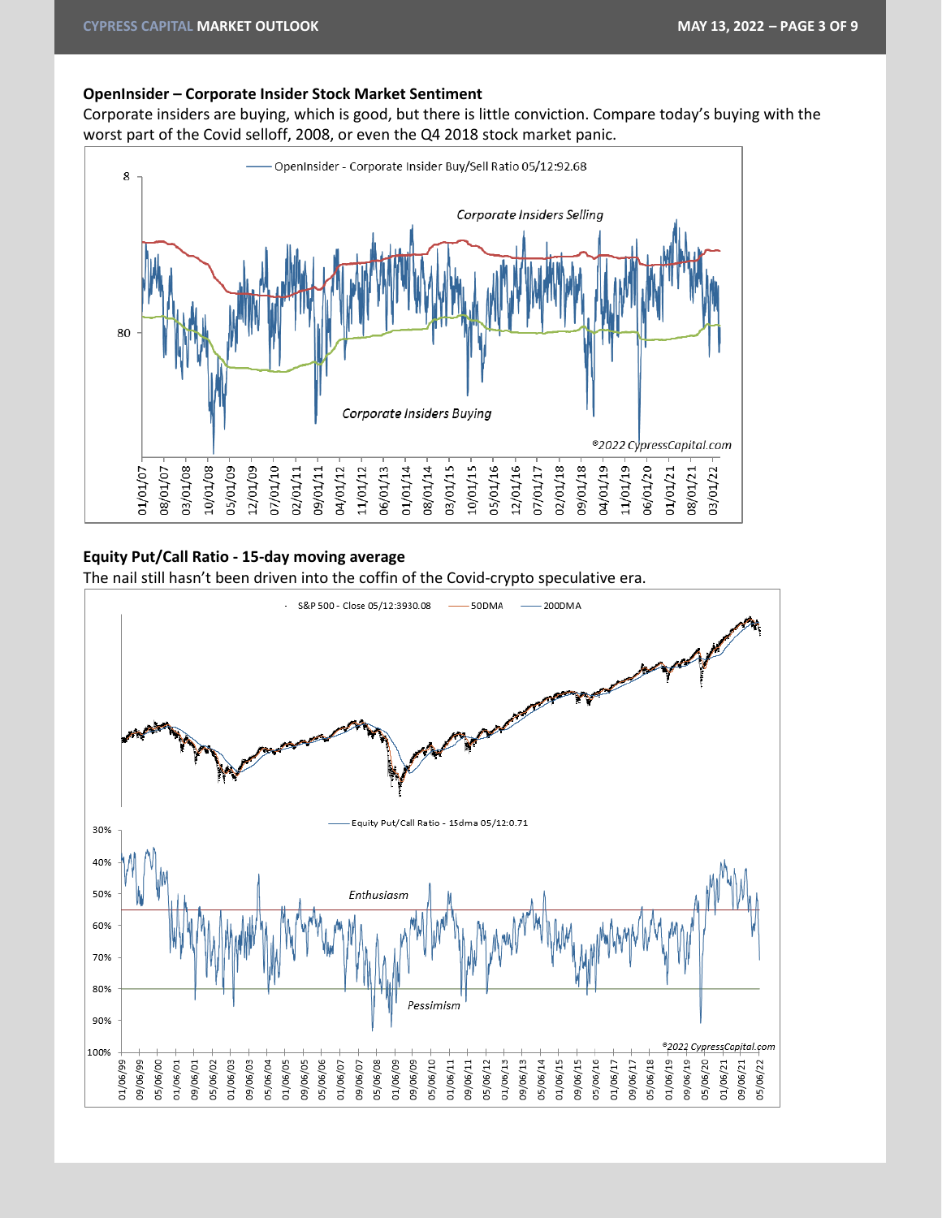### OpenInsider – Corporate Insider Stock Market Sentiment

Corporate insiders are buying, which is good, but there is little conviction. Compare today's buying with the worst part of the Covid selloff, 2008, or even the Q4 2018 stock market panic.

### Equity Put/Call Ratio - 15-day moving average

The nail still hasn't been driven into the coffin of the Covid-crypto speculative era.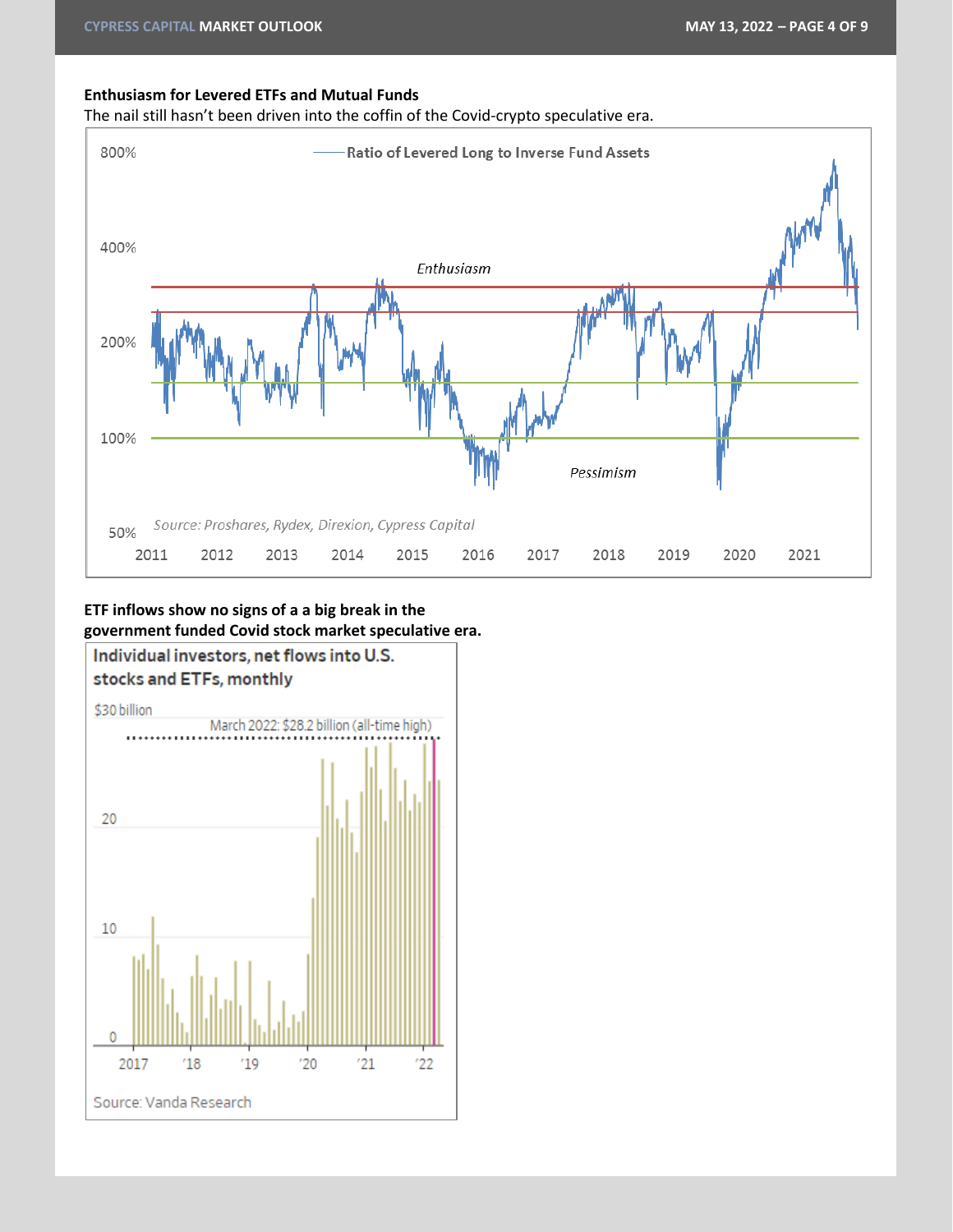**Enthusiasm for Levered ETFs and Mutual Funds**

The nail still hasn't been driven into the coffin of the Covid-crypto speculative era.

Ratio of Levered Long to Inverse Fund Assets

Enthusiasm

Pessimism

Source: Proshares, Rydex, Direxion, Cypress Capital

**ETF inflows show no signs of a a big break in the government funded Covid stock market speculative era.**

Individual investors, net flows into U.S. stocks and ETFs, monthly

March 2022: $28.2 billion (all-time high)

Source: Vanda Research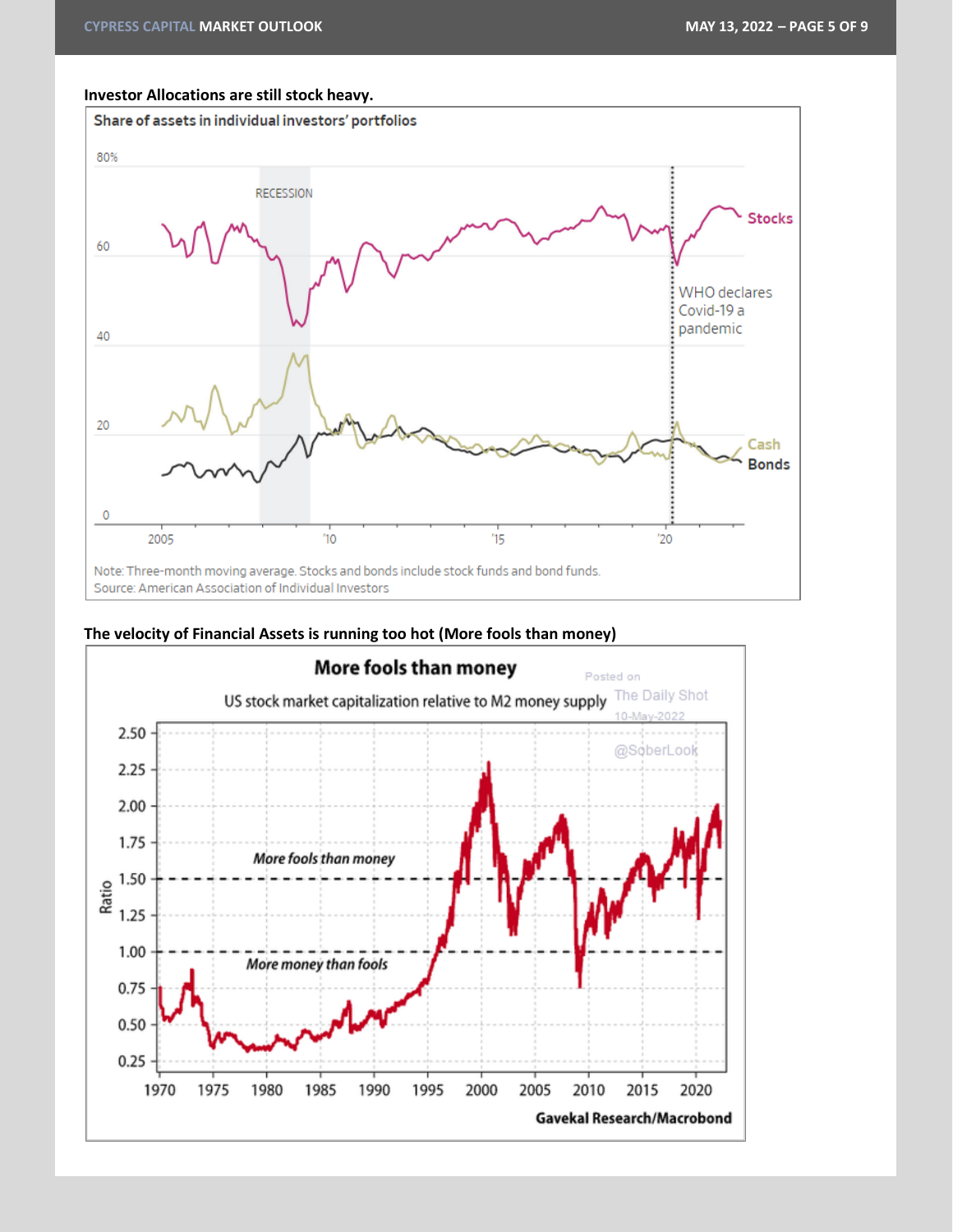**Investor Allocations are still stock heavy.**

Share of assets in individual investors' portfolios

Note: Three-month moving average. Stocks and bonds include stock funds and bond funds.
Source: American Association of Individual Investors

**The velocity of Financial Assets is running too hot (More fools than money)**

More fools than money

US stock market capitalization relative to M2 money supply

Gavekal Research/Macrobond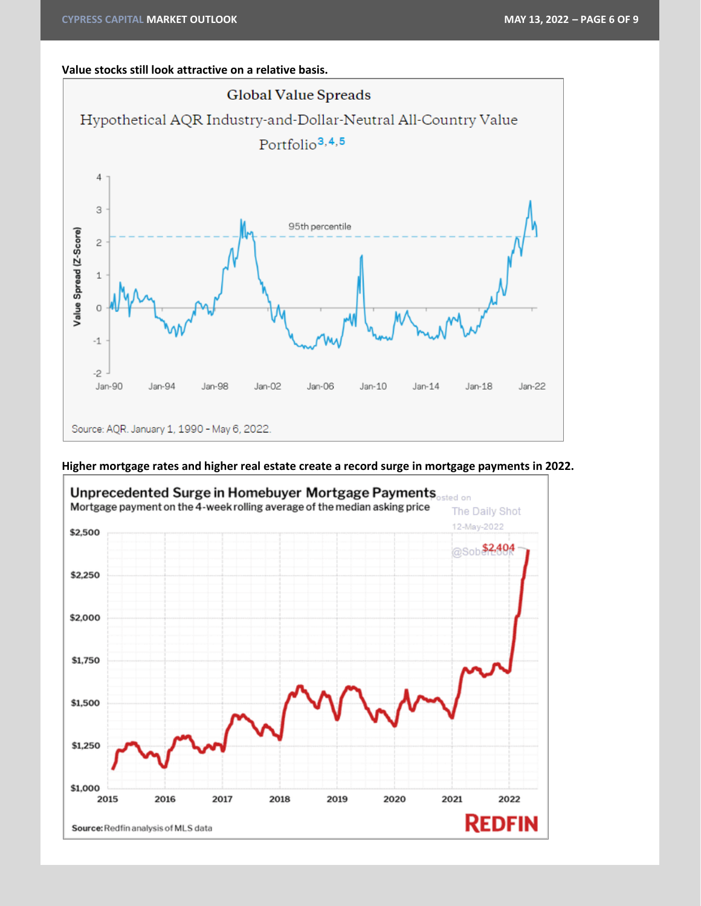**Value stocks still look attractive on a relative basis.**

Global Value Spreads

Hypothetical AQR Industry-and-Dollar-Neutral All-Country Value Portfolio[3,4,5]

Source: AQR. January 1, 1990 – May 6, 2022.

**Higher mortgage rates and higher real estate create a record surge in mortgage payments in 2022.**

Unprecedented Surge in Homebuyer Mortgage Payments

Mortgage payment on the 4-week rolling average of the median asking price

Source: Redfin analysis of MLS data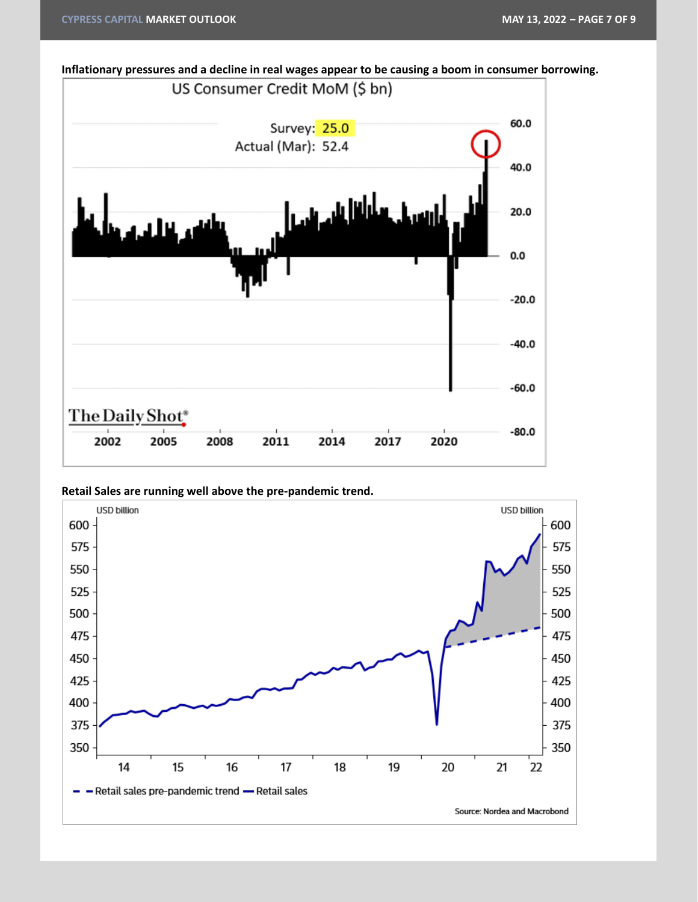**Inflationary pressures and a decline in real wages appear to be causing a boom in consumer borrowing.**

US Consumer Credit MoM ($ bn)

Survey: 25.0
Actual (Mar): 52.4

The Daily Shot®

**Retail Sales are running well above the pre-pandemic trend.**

USD billion

Retail sales pre-pandemic trend — Retail sales

Source: Nordea and Macrobond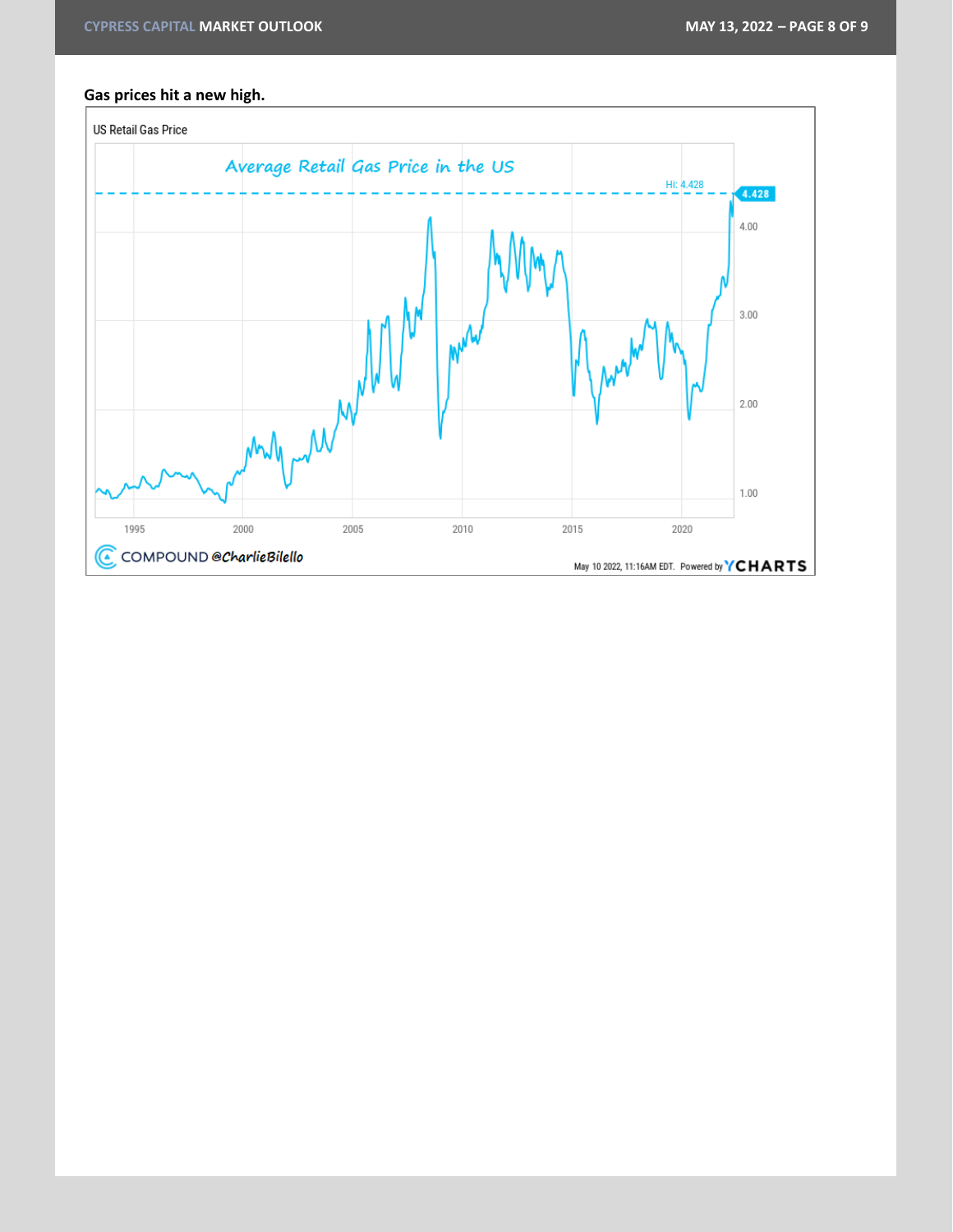**Gas prices hit a new high.**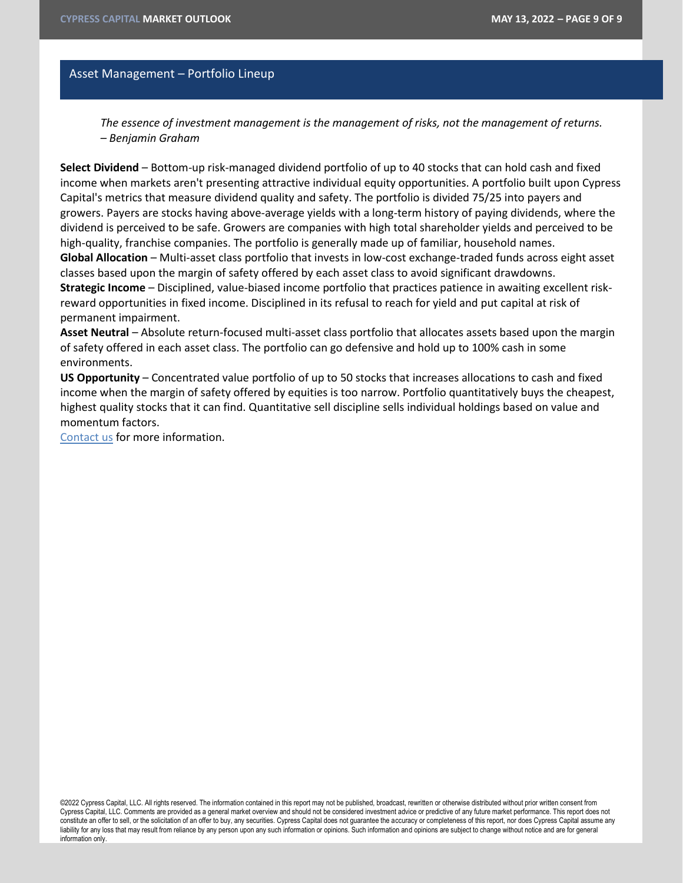## Asset Management – Portfolio Lineup

*The essence of investment management is the management of risks, not the management of returns. – Benjamin Graham*

**Select Dividend** – Bottom-up risk-managed dividend portfolio of up to 40 stocks that can hold cash and fixed income when markets aren't presenting attractive individual equity opportunities. A portfolio built upon Cypress Capital's metrics that measure dividend quality and safety. The portfolio is divided 75/25 into payers and growers. Payers are stocks having above-average yields with a long-term history of paying dividends, where the dividend is perceived to be safe. Growers are companies with high total shareholder yields and perceived to be high-quality, franchise companies. The portfolio is generally made up of familiar, household names.

**Global Allocation** – Multi-asset class portfolio that invests in low-cost exchange-traded funds across eight asset classes based upon the margin of safety offered by each asset class to avoid significant drawdowns.

**Strategic Income** – Disciplined, value-biased income portfolio that practices patience in awaiting excellent risk-reward opportunities in fixed income. Disciplined in its refusal to reach for yield and put capital at risk of permanent impairment.

**Asset Neutral** – Absolute return-focused multi-asset class portfolio that allocates assets based upon the margin of safety offered in each asset class. The portfolio can go defensive and hold up to 100% cash in some environments.

**US Opportunity** – Concentrated value portfolio of up to 50 stocks that increases allocations to cash and fixed income when the margin of safety offered by equities is too narrow. Portfolio quantitatively buys the cheapest, highest quality stocks that it can find. Quantitative sell discipline sells individual holdings based on value and momentum factors.

Contact us for more information.

©2022 Cypress Capital, LLC. All rights reserved. The information contained in this report may not be published, broadcast, rewritten or otherwise distributed without prior written consent from Cypress Capital, LLC. Comments are provided as a general market overview and should not be considered investment advice or predictive of any future market performance. This report does not constitute an offer to sell, or the solicitation of an offer to buy, any securities. Cypress Capital does not guarantee the accuracy or completeness of this report, nor does Cypress Capital assume any liability for any loss that may result from reliance by any person upon any such information or opinions. Such information and opinions are subject to change without notice and are for general information only.